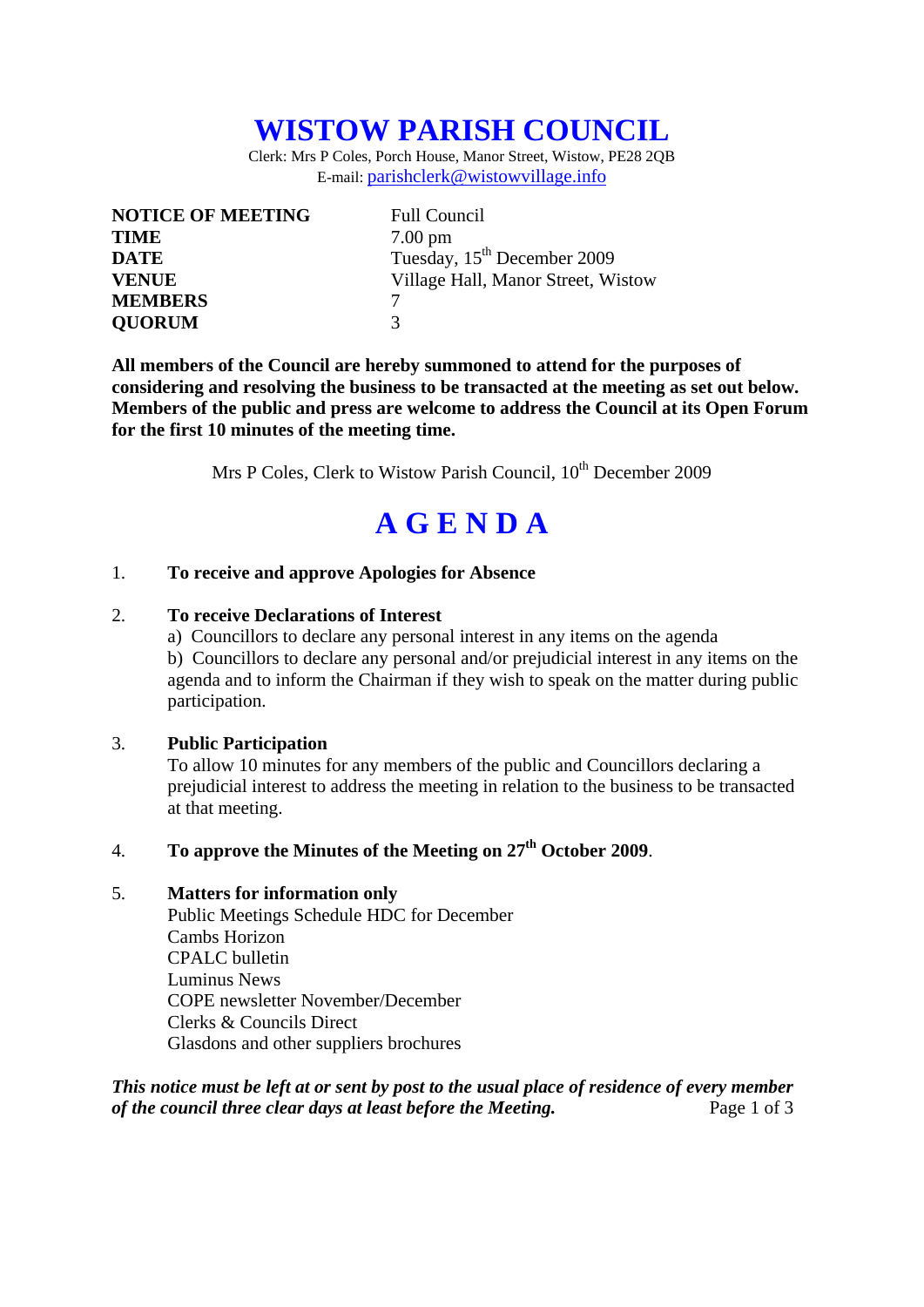# WISTOW PARISH COUNCIL

Clerk: Mrs P Coles, Porch House, Manor Street, Wistow, PE28 2QB
E-mail: parishclerk@wistowvillage.info

| | |
|---|---|
| **NOTICE OF MEETING** | Full Council |
| **TIME** | 7.00 pm |
| **DATE** | Tuesday, 15th December 2009 |
| **VENUE** | Village Hall, Manor Street, Wistow |
| **MEMBERS** | 7 |
| **QUORUM** | 3 |

**All members of the Council are hereby summoned to attend for the purposes of considering and resolving the business to be transacted at the meeting as set out below. Members of the public and press are welcome to address the Council at its Open Forum for the first 10 minutes of the meeting time.**

Mrs P Coles, Clerk to Wistow Parish Council, 10th December 2009

# A G E N D A

1. **To receive and approve Apologies for Absence**

2. **To receive Declarations of Interest**
   a) Councillors to declare any personal interest in any items on the agenda
   b) Councillors to declare any personal and/or prejudicial interest in any items on the agenda and to inform the Chairman if they wish to speak on the matter during public participation.

3. **Public Participation**
   To allow 10 minutes for any members of the public and Councillors declaring a prejudicial interest to address the meeting in relation to the business to be transacted at that meeting.

4. **To approve the Minutes of the Meeting on 27th October 2009**.

5. **Matters for information only**
   Public Meetings Schedule HDC for December
   Cambs Horizon
   CPALC bulletin
   Luminus News
   COPE newsletter November/December
   Clerks & Councils Direct
   Glasdons and other suppliers brochures

***This notice must be left at or sent by post to the usual place of residence of every member of the council three clear days at least before the Meeting.***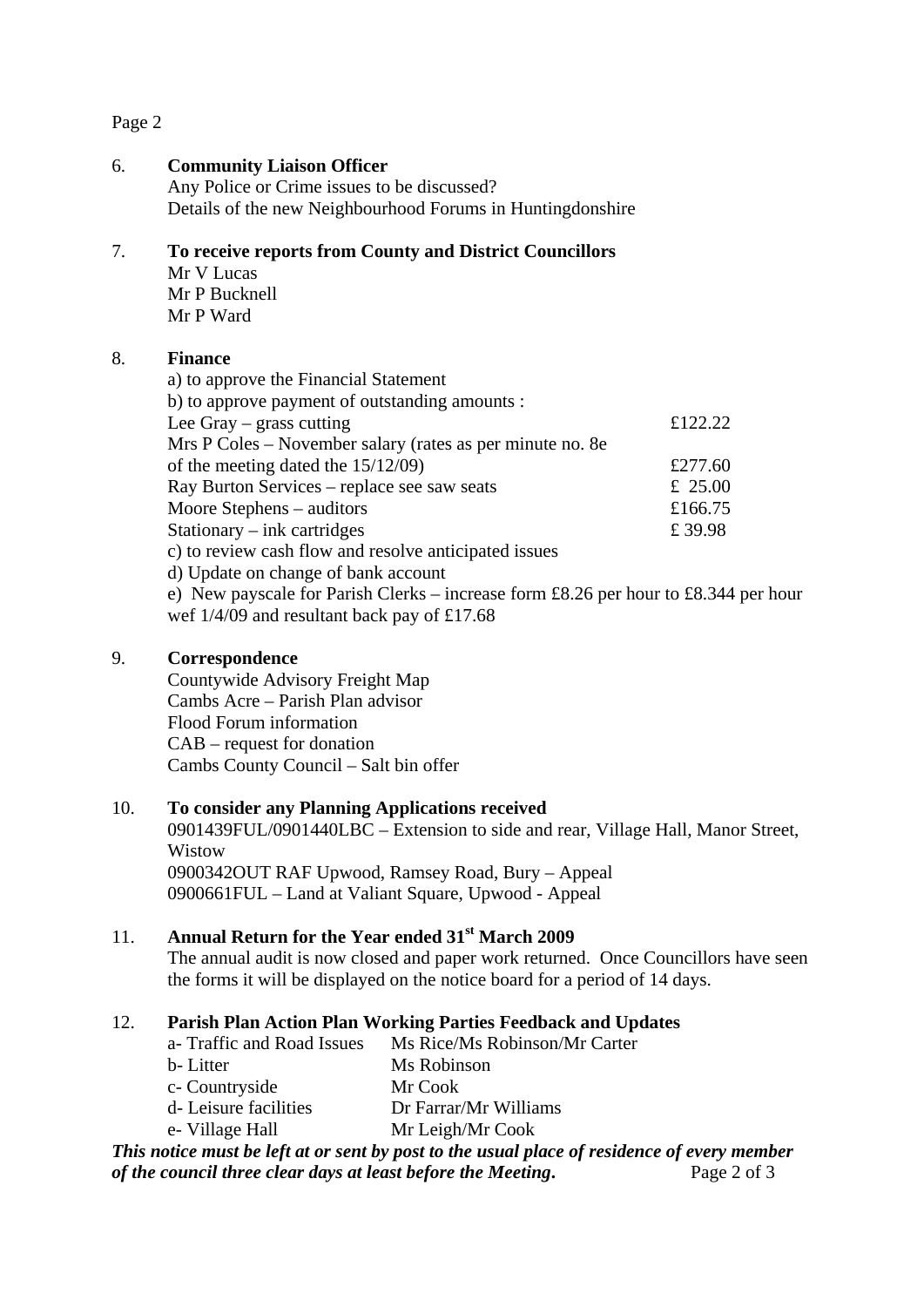6. **Community Liaison Officer**
   Any Police or Crime issues to be discussed?
   Details of the new Neighbourhood Forums in Huntingdonshire

7. **To receive reports from County and District Councillors**
   Mr V Lucas
   Mr P Bucknell
   Mr P Ward

8. **Finance**
   a) to approve the Financial Statement
   b) to approve payment of outstanding amounts :

| | |
|---|---|
| Lee Gray – grass cutting | £122.22 |
| Mrs P Coles – November salary (rates as per minute no. 8e of the meeting dated the 15/12/09) | £277.60 |
| Ray Burton Services – replace see saw seats | £ 25.00 |
| Moore Stephens – auditors | £166.75 |
| Stationary – ink cartridges | £ 39.98 |

   c) to review cash flow and resolve anticipated issues
   d) Update on change of bank account
   e) New payscale for Parish Clerks – increase form £8.26 per hour to £8.344 per hour wef 1/4/09 and resultant back pay of £17.68

9. **Correspondence**
   Countywide Advisory Freight Map
   Cambs Acre – Parish Plan advisor
   Flood Forum information
   CAB – request for donation
   Cambs County Council – Salt bin offer

10. **To consider any Planning Applications received**
    0901439FUL/0901440LBC – Extension to side and rear, Village Hall, Manor Street, Wistow
    0900342OUT RAF Upwood, Ramsey Road, Bury – Appeal
    0900661FUL – Land at Valiant Square, Upwood - Appeal

11. **Annual Return for the Year ended 31st March 2009**
    The annual audit is now closed and paper work returned. Once Councillors have seen the forms it will be displayed on the notice board for a period of 14 days.

12. **Parish Plan Action Plan Working Parties Feedback and Updates**

| | |
|---|---|
| a- Traffic and Road Issues | Ms Rice/Ms Robinson/Mr Carter |
| b- Litter | Ms Robinson |
| c- Countryside | Mr Cook |
| d- Leisure facilities | Dr Farrar/Mr Williams |
| e- Village Hall | Mr Leigh/Mr Cook |

***This notice must be left at or sent by post to the usual place of residence of every member of the council three clear days at least before the Meeting.***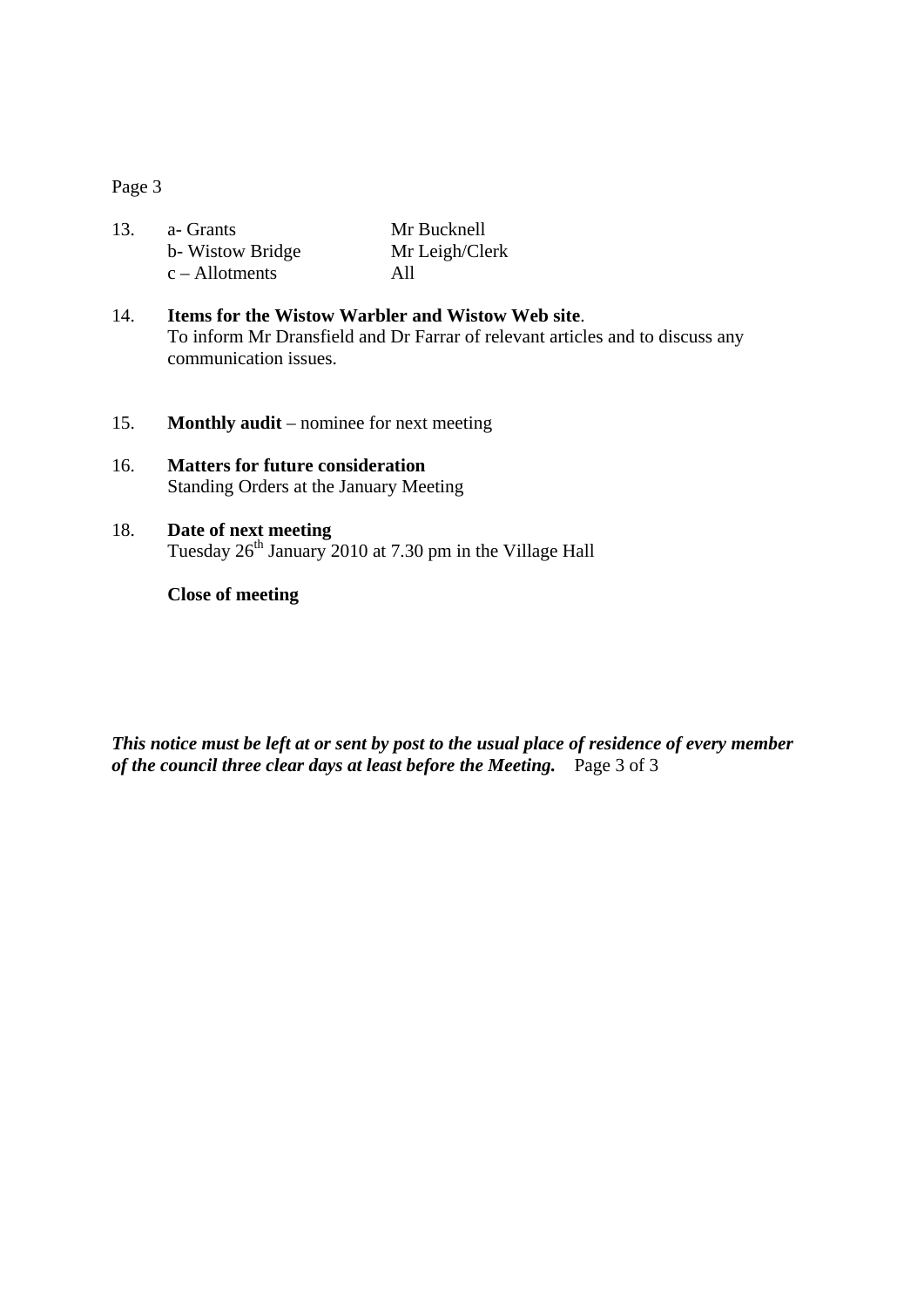13. a- Grants — Mr Bucknell
    b- Wistow Bridge — Mr Leigh/Clerk
    c – Allotments — All

14. **Items for the Wistow Warbler and Wistow Web site**.
    To inform Mr Dransfield and Dr Farrar of relevant articles and to discuss any communication issues.

15. **Monthly audit** – nominee for next meeting

16. **Matters for future consideration**
    Standing Orders at the January Meeting

18. **Date of next meeting**
    Tuesday 26th January 2010 at 7.30 pm in the Village Hall

    **Close of meeting**

***This notice must be left at or sent by post to the usual place of residence of every member of the council three clear days at least before the Meeting.***